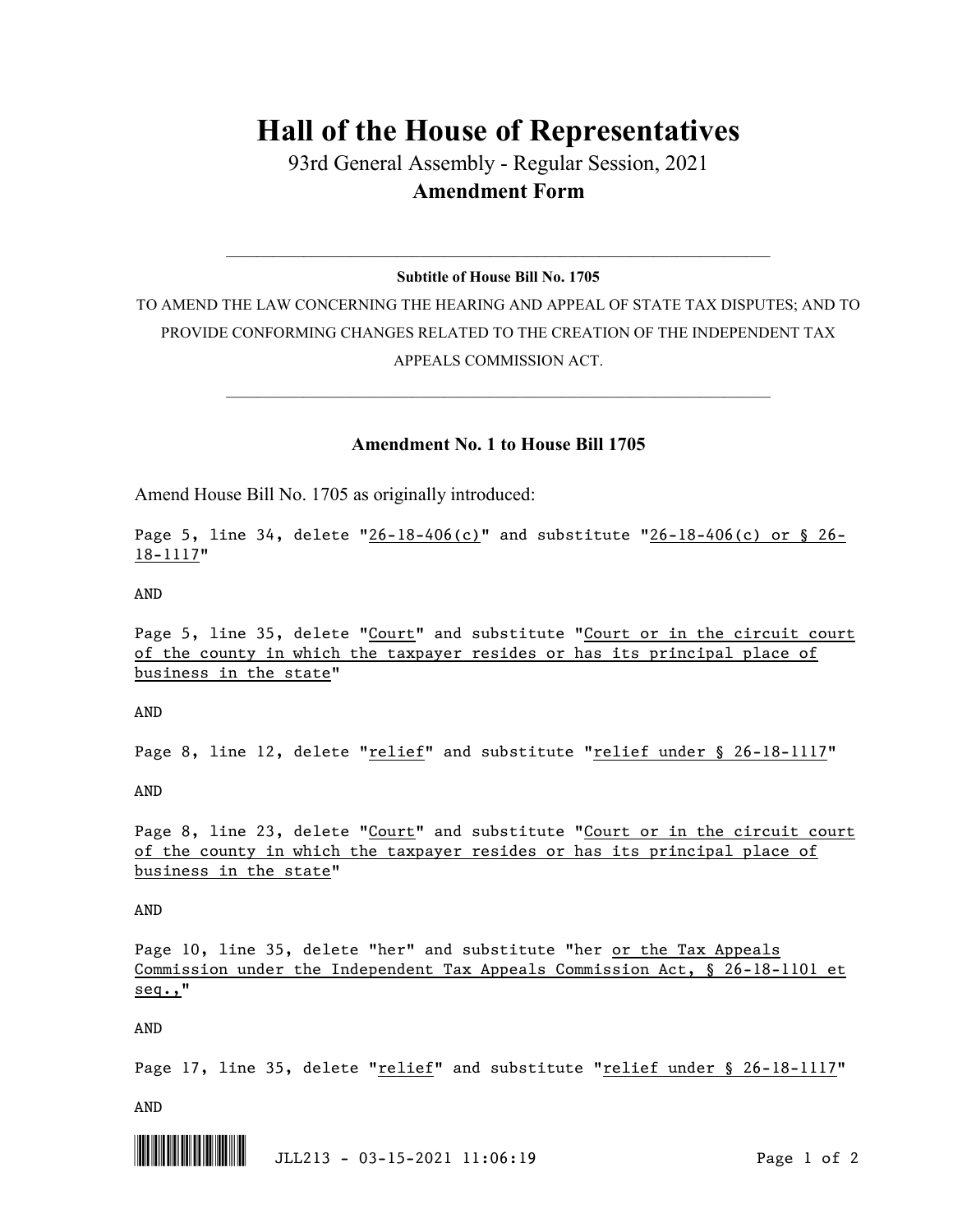# Hall of the House of Representatives

93rd General Assembly - Regular Session, 2021

**Amendment Form**

**Subtitle of House Bill No. 1705**

TO AMEND THE LAW CONCERNING THE HEARING AND APPEAL OF STATE TAX DISPUTES; AND TO PROVIDE CONFORMING CHANGES RELATED TO THE CREATION OF THE INDEPENDENT TAX APPEALS COMMISSION ACT.

## Amendment No. 1 to House Bill 1705

Amend House Bill No. 1705 as originally introduced:

Page 5, line 34, delete "26-18-406(c)" and substitute "26-18-406(c) or § 26-18-1117"

AND

Page 5, line 35, delete "Court" and substitute "Court or in the circuit court of the county in which the taxpayer resides or has its principal place of business in the state"

AND

Page 8, line 12, delete "relief" and substitute "relief under § 26-18-1117"

AND

Page 8, line 23, delete "Court" and substitute "Court or in the circuit court of the county in which the taxpayer resides or has its principal place of business in the state"

AND

Page 10, line 35, delete "her" and substitute "her or the Tax Appeals Commission under the Independent Tax Appeals Commission Act, § 26-18-1101 et seq.,"

AND

Page 17, line 35, delete "relief" and substitute "relief under § 26-18-1117"

AND

JLL213 - 03-15-2021 11:06:19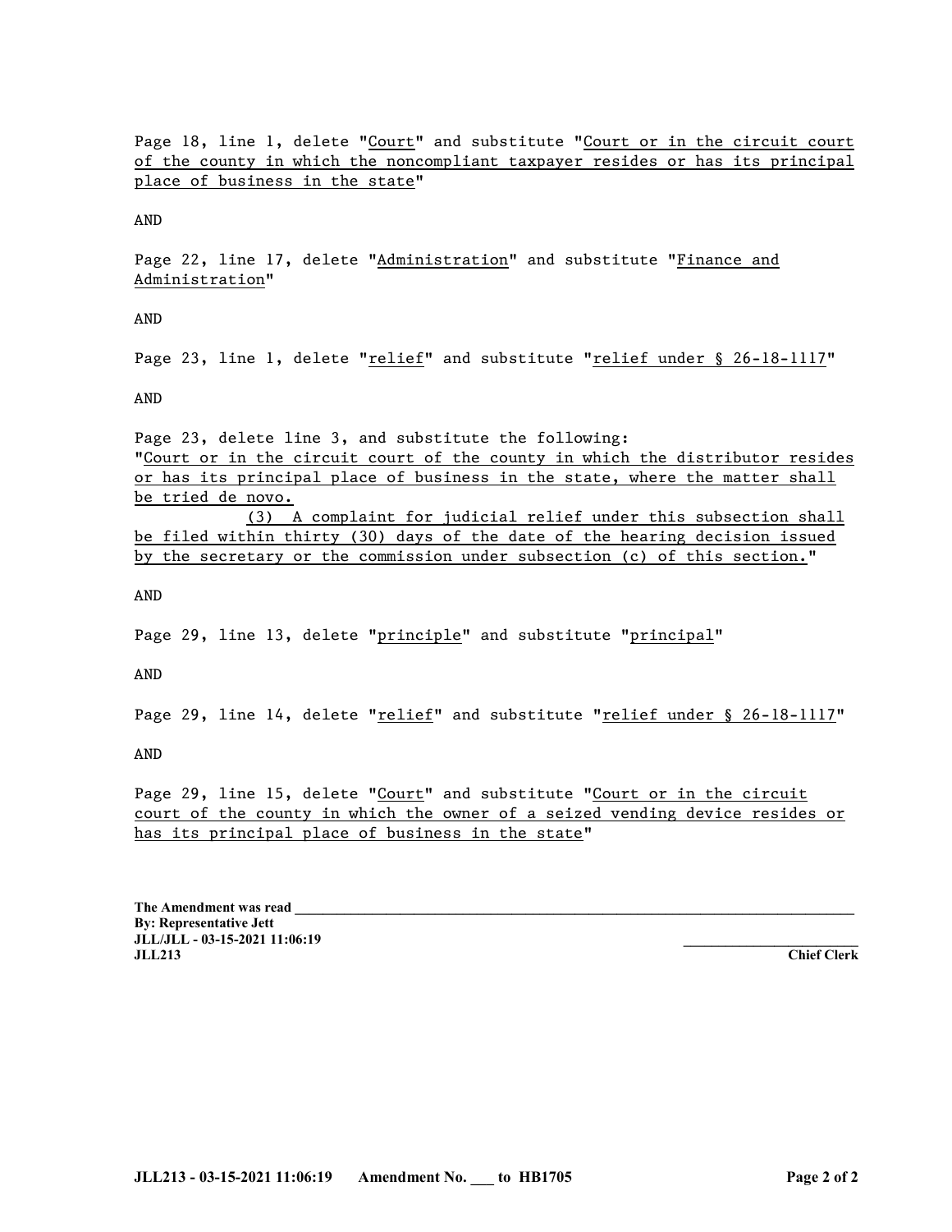Page 18, line 1, delete "Court" and substitute "Court or in the circuit court of the county in which the noncompliant taxpayer resides or has its principal place of business in the state"

AND

Page 22, line 17, delete "Administration" and substitute "Finance and Administration"

AND

Page 23, line 1, delete "relief" and substitute "relief under § 26-18-1117"

AND

Page 23, delete line 3, and substitute the following:
"Court or in the circuit court of the county in which the distributor resides or has its principal place of business in the state, where the matter shall be tried de novo.

(3) A complaint for judicial relief under this subsection shall be filed within thirty (30) days of the date of the hearing decision issued by the secretary or the commission under subsection (c) of this section."

AND

Page 29, line 13, delete "principle" and substitute "principal"

AND

Page 29, line 14, delete "relief" and substitute "relief under § 26-18-1117"

AND

Page 29, line 15, delete "Court" and substitute "Court or in the circuit court of the county in which the owner of a seized vending device resides or has its principal place of business in the state"

**The Amendment was read** ______________________________
**By: Representative Jett**
**JLL/JLL - 03-15-2021 11:06:19**
**JLL213**

______________________
**Chief Clerk**